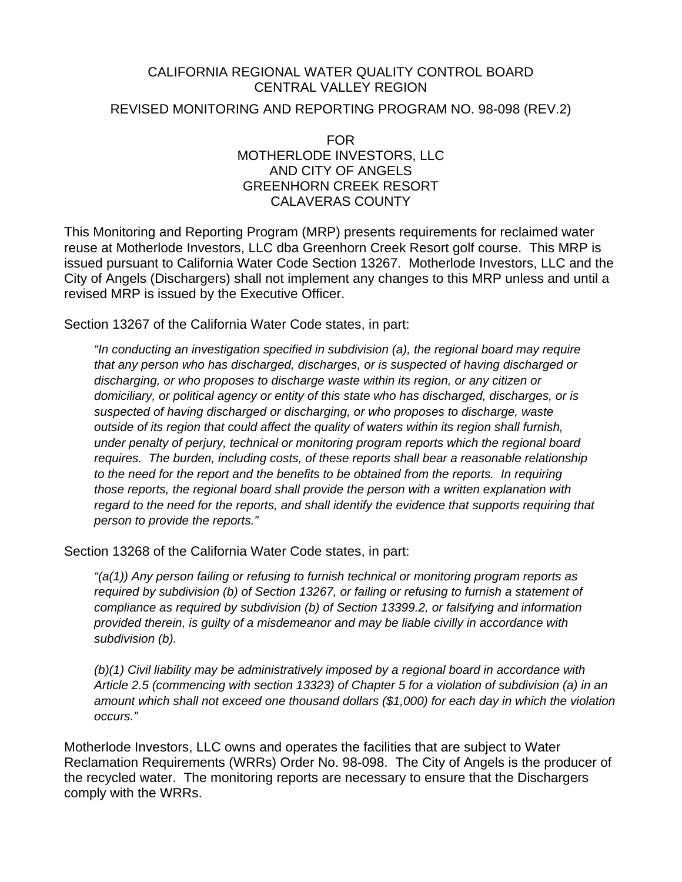CALIFORNIA REGIONAL WATER QUALITY CONTROL BOARD
CENTRAL VALLEY REGION

REVISED MONITORING AND REPORTING PROGRAM NO. 98-098 (REV.2)

FOR
MOTHERLODE INVESTORS, LLC
AND CITY OF ANGELS
GREENHORN CREEK RESORT
CALAVERAS COUNTY

This Monitoring and Reporting Program (MRP) presents requirements for reclaimed water reuse at Motherlode Investors, LLC dba Greenhorn Creek Resort golf course. This MRP is issued pursuant to California Water Code Section 13267. Motherlode Investors, LLC and the City of Angels (Dischargers) shall not implement any changes to this MRP unless and until a revised MRP is issued by the Executive Officer.

Section 13267 of the California Water Code states, in part:

> *"In conducting an investigation specified in subdivision (a), the regional board may require that any person who has discharged, discharges, or is suspected of having discharged or discharging, or who proposes to discharge waste within its region, or any citizen or domiciliary, or political agency or entity of this state who has discharged, discharges, or is suspected of having discharged or discharging, or who proposes to discharge, waste outside of its region that could affect the quality of waters within its region shall furnish, under penalty of perjury, technical or monitoring program reports which the regional board requires. The burden, including costs, of these reports shall bear a reasonable relationship to the need for the report and the benefits to be obtained from the reports. In requiring those reports, the regional board shall provide the person with a written explanation with regard to the need for the reports, and shall identify the evidence that supports requiring that person to provide the reports."*

Section 13268 of the California Water Code states, in part:

> *"(a(1)) Any person failing or refusing to furnish technical or monitoring program reports as required by subdivision (b) of Section 13267, or failing or refusing to furnish a statement of compliance as required by subdivision (b) of Section 13399.2, or falsifying and information provided therein, is guilty of a misdemeanor and may be liable civilly in accordance with subdivision (b).*
>
> *(b)(1) Civil liability may be administratively imposed by a regional board in accordance with Article 2.5 (commencing with section 13323) of Chapter 5 for a violation of subdivision (a) in an amount which shall not exceed one thousand dollars ($1,000) for each day in which the violation occurs."*

Motherlode Investors, LLC owns and operates the facilities that are subject to Water Reclamation Requirements (WRRs) Order No. 98-098. The City of Angels is the producer of the recycled water. The monitoring reports are necessary to ensure that the Dischargers comply with the WRRs.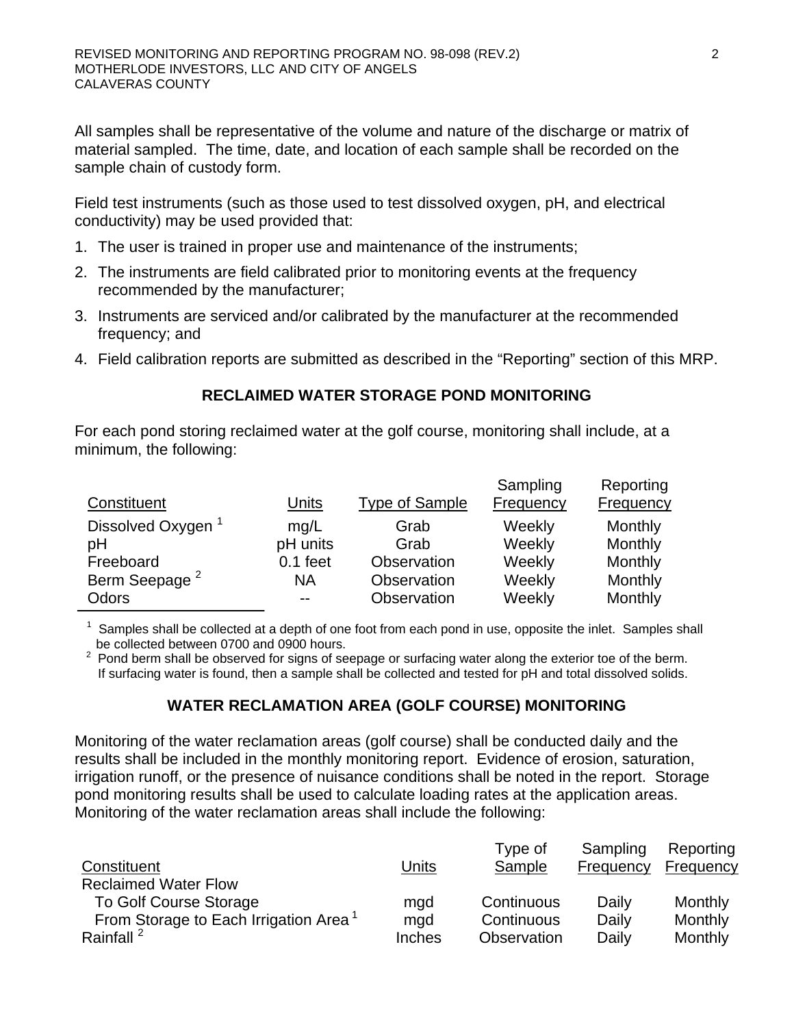All samples shall be representative of the volume and nature of the discharge or matrix of material sampled. The time, date, and location of each sample shall be recorded on the sample chain of custody form.

Field test instruments (such as those used to test dissolved oxygen, pH, and electrical conductivity) may be used provided that:

1. The user is trained in proper use and maintenance of the instruments;
2. The instruments are field calibrated prior to monitoring events at the frequency recommended by the manufacturer;
3. Instruments are serviced and/or calibrated by the manufacturer at the recommended frequency; and
4. Field calibration reports are submitted as described in the "Reporting" section of this MRP.

## RECLAIMED WATER STORAGE POND MONITORING

For each pond storing reclaimed water at the golf course, monitoring shall include, at a minimum, the following:

| Constituent | Units | Type of Sample | Sampling Frequency | Reporting Frequency |
|---|---|---|---|---|
| Dissolved Oxygen [1] | mg/L | Grab | Weekly | Monthly |
| pH | pH units | Grab | Weekly | Monthly |
| Freeboard | 0.1 feet | Observation | Weekly | Monthly |
| Berm Seepage [2] | NA | Observation | Weekly | Monthly |
| Odors | -- | Observation | Weekly | Monthly |

[1] Samples shall be collected at a depth of one foot from each pond in use, opposite the inlet. Samples shall be collected between 0700 and 0900 hours.

[2] Pond berm shall be observed for signs of seepage or surfacing water along the exterior toe of the berm. If surfacing water is found, then a sample shall be collected and tested for pH and total dissolved solids.

## WATER RECLAMATION AREA (GOLF COURSE) MONITORING

Monitoring of the water reclamation areas (golf course) shall be conducted daily and the results shall be included in the monthly monitoring report. Evidence of erosion, saturation, irrigation runoff, or the presence of nuisance conditions shall be noted in the report. Storage pond monitoring results shall be used to calculate loading rates at the application areas. Monitoring of the water reclamation areas shall include the following:

| Constituent | Units | Type of Sample | Sampling Frequency | Reporting Frequency |
|---|---|---|---|---|
| Reclaimed Water Flow | | | | |
| To Golf Course Storage | mgd | Continuous | Daily | Monthly |
| From Storage to Each Irrigation Area [1] | mgd | Continuous | Daily | Monthly |
| Rainfall [2] | Inches | Observation | Daily | Monthly |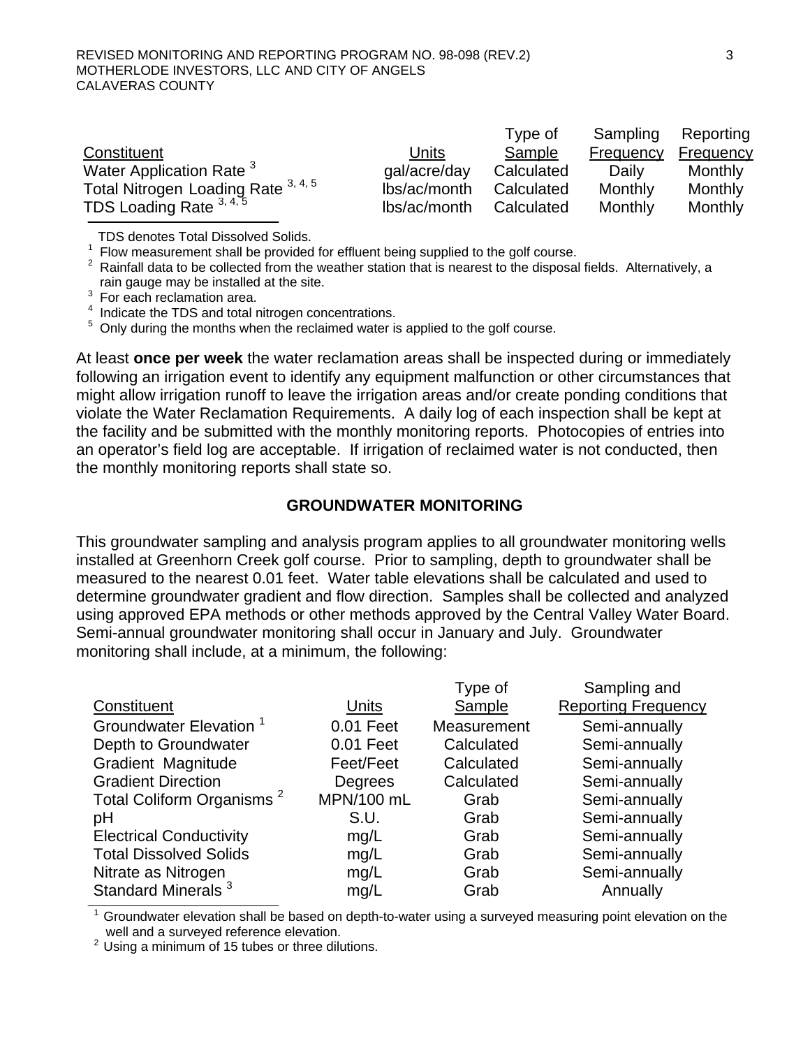| Constituent | Units | Type of Sample | Sampling Frequency | Reporting Frequency |
|---|---|---|---|---|
| Water Application Rate [3] | gal/acre/day | Calculated | Daily | Monthly |
| Total Nitrogen Loading Rate [3, 4, 5] | lbs/ac/month | Calculated | Monthly | Monthly |
| TDS Loading Rate [3, 4, 5] | lbs/ac/month | Calculated | Monthly | Monthly |

TDS denotes Total Dissolved Solids.
[1] Flow measurement shall be provided for effluent being supplied to the golf course.
[2] Rainfall data to be collected from the weather station that is nearest to the disposal fields. Alternatively, a rain gauge may be installed at the site.
[3] For each reclamation area.
[4] Indicate the TDS and total nitrogen concentrations.
[5] Only during the months when the reclaimed water is applied to the golf course.

At least **once per week** the water reclamation areas shall be inspected during or immediately following an irrigation event to identify any equipment malfunction or other circumstances that might allow irrigation runoff to leave the irrigation areas and/or create ponding conditions that violate the Water Reclamation Requirements. A daily log of each inspection shall be kept at the facility and be submitted with the monthly monitoring reports. Photocopies of entries into an operator's field log are acceptable. If irrigation of reclaimed water is not conducted, then the monthly monitoring reports shall state so.

## GROUNDWATER MONITORING

This groundwater sampling and analysis program applies to all groundwater monitoring wells installed at Greenhorn Creek golf course. Prior to sampling, depth to groundwater shall be measured to the nearest 0.01 feet. Water table elevations shall be calculated and used to determine groundwater gradient and flow direction. Samples shall be collected and analyzed using approved EPA methods or other methods approved by the Central Valley Water Board. Semi-annual groundwater monitoring shall occur in January and July. Groundwater monitoring shall include, at a minimum, the following:

| Constituent | Units | Type of Sample | Sampling and Reporting Frequency |
|---|---|---|---|
| Groundwater Elevation [1] | 0.01 Feet | Measurement | Semi-annually |
| Depth to Groundwater | 0.01 Feet | Calculated | Semi-annually |
| Gradient Magnitude | Feet/Feet | Calculated | Semi-annually |
| Gradient Direction | Degrees | Calculated | Semi-annually |
| Total Coliform Organisms [2] | MPN/100 mL | Grab | Semi-annually |
| pH | S.U. | Grab | Semi-annually |
| Electrical Conductivity | mg/L | Grab | Semi-annually |
| Total Dissolved Solids | mg/L | Grab | Semi-annually |
| Nitrate as Nitrogen | mg/L | Grab | Semi-annually |
| Standard Minerals [3] | mg/L | Grab | Annually |

[1] Groundwater elevation shall be based on depth-to-water using a surveyed measuring point elevation on the well and a surveyed reference elevation.
[2] Using a minimum of 15 tubes or three dilutions.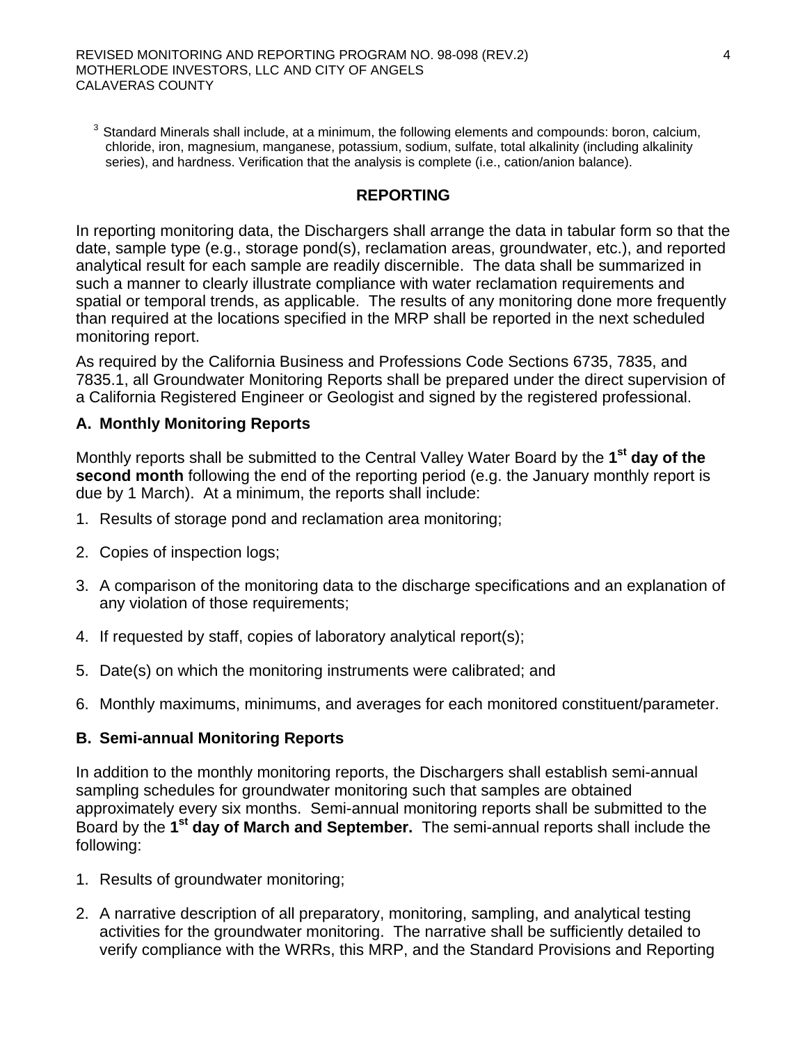[3] Standard Minerals shall include, at a minimum, the following elements and compounds: boron, calcium, chloride, iron, magnesium, manganese, potassium, sodium, sulfate, total alkalinity (including alkalinity series), and hardness. Verification that the analysis is complete (i.e., cation/anion balance).

## REPORTING

In reporting monitoring data, the Dischargers shall arrange the data in tabular form so that the date, sample type (e.g., storage pond(s), reclamation areas, groundwater, etc.), and reported analytical result for each sample are readily discernible. The data shall be summarized in such a manner to clearly illustrate compliance with water reclamation requirements and spatial or temporal trends, as applicable. The results of any monitoring done more frequently than required at the locations specified in the MRP shall be reported in the next scheduled monitoring report.

As required by the California Business and Professions Code Sections 6735, 7835, and 7835.1, all Groundwater Monitoring Reports shall be prepared under the direct supervision of a California Registered Engineer or Geologist and signed by the registered professional.

### A. Monthly Monitoring Reports

Monthly reports shall be submitted to the Central Valley Water Board by the **1st day of the second month** following the end of the reporting period (e.g. the January monthly report is due by 1 March). At a minimum, the reports shall include:

1. Results of storage pond and reclamation area monitoring;
2. Copies of inspection logs;
3. A comparison of the monitoring data to the discharge specifications and an explanation of any violation of those requirements;
4. If requested by staff, copies of laboratory analytical report(s);
5. Date(s) on which the monitoring instruments were calibrated; and
6. Monthly maximums, minimums, and averages for each monitored constituent/parameter.

### B. Semi-annual Monitoring Reports

In addition to the monthly monitoring reports, the Dischargers shall establish semi-annual sampling schedules for groundwater monitoring such that samples are obtained approximately every six months. Semi-annual monitoring reports shall be submitted to the Board by the **1st day of March and September.** The semi-annual reports shall include the following:

1. Results of groundwater monitoring;
2. A narrative description of all preparatory, monitoring, sampling, and analytical testing activities for the groundwater monitoring. The narrative shall be sufficiently detailed to verify compliance with the WRRs, this MRP, and the Standard Provisions and Reporting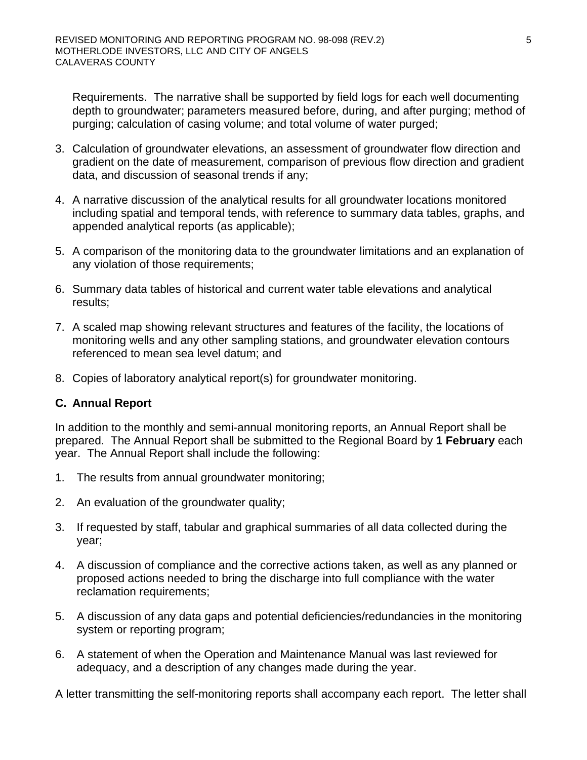Requirements. The narrative shall be supported by field logs for each well documenting depth to groundwater; parameters measured before, during, and after purging; method of purging; calculation of casing volume; and total volume of water purged;

3. Calculation of groundwater elevations, an assessment of groundwater flow direction and gradient on the date of measurement, comparison of previous flow direction and gradient data, and discussion of seasonal trends if any;

4. A narrative discussion of the analytical results for all groundwater locations monitored including spatial and temporal tends, with reference to summary data tables, graphs, and appended analytical reports (as applicable);

5. A comparison of the monitoring data to the groundwater limitations and an explanation of any violation of those requirements;

6. Summary data tables of historical and current water table elevations and analytical results;

7. A scaled map showing relevant structures and features of the facility, the locations of monitoring wells and any other sampling stations, and groundwater elevation contours referenced to mean sea level datum; and

8. Copies of laboratory analytical report(s) for groundwater monitoring.

**C. Annual Report**

In addition to the monthly and semi-annual monitoring reports, an Annual Report shall be prepared. The Annual Report shall be submitted to the Regional Board by **1 February** each year. The Annual Report shall include the following:

1. The results from annual groundwater monitoring;

2. An evaluation of the groundwater quality;

3. If requested by staff, tabular and graphical summaries of all data collected during the year;

4. A discussion of compliance and the corrective actions taken, as well as any planned or proposed actions needed to bring the discharge into full compliance with the water reclamation requirements;

5. A discussion of any data gaps and potential deficiencies/redundancies in the monitoring system or reporting program;

6. A statement of when the Operation and Maintenance Manual was last reviewed for adequacy, and a description of any changes made during the year.

A letter transmitting the self-monitoring reports shall accompany each report. The letter shall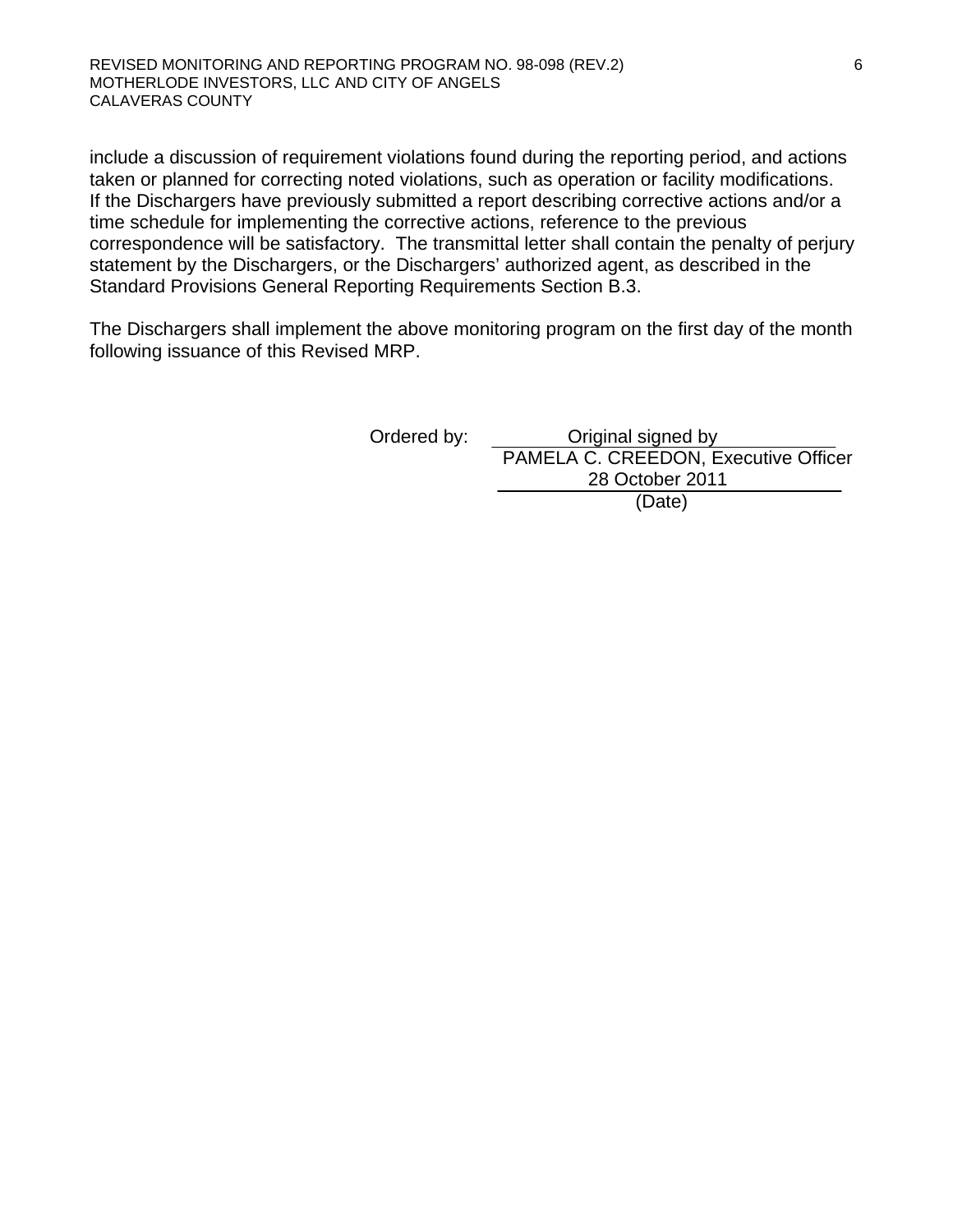include a discussion of requirement violations found during the reporting period, and actions taken or planned for correcting noted violations, such as operation or facility modifications. If the Dischargers have previously submitted a report describing corrective actions and/or a time schedule for implementing the corrective actions, reference to the previous correspondence will be satisfactory. The transmittal letter shall contain the penalty of perjury statement by the Dischargers, or the Dischargers' authorized agent, as described in the Standard Provisions General Reporting Requirements Section B.3.

The Dischargers shall implement the above monitoring program on the first day of the month following issuance of this Revised MRP.

Ordered by: Original signed by
PAMELA C. CREEDON, Executive Officer

28 October 2011
(Date)